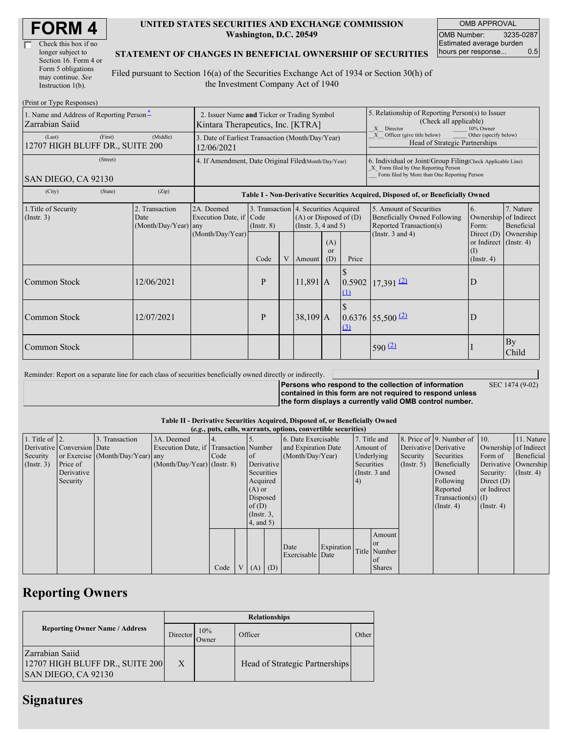# FORM 4

☐ Check this box if no longer subject to Section 16. Form 4 or Form 5 obligations may continue. *See* Instruction 1(b).

**UNITED STATES SECURITIES AND EXCHANGE COMMISSION**
**Washington, D.C. 20549**

**STATEMENT OF CHANGES IN BENEFICIAL OWNERSHIP OF SECURITIES**

Filed pursuant to Section 16(a) of the Securities Exchange Act of 1934 or Section 30(h) of the Investment Company Act of 1940

| OMB APPROVAL | |
|---|---|
| OMB Number: | 3235-0287 |
| Estimated average burden hours per response... | 0.5 |

(Print or Type Responses)

| 1. Name and Address of Reporting Person * | 2. Issuer Name and Ticker or Trading Symbol | 5. Relationship of Reporting Person(s) to Issuer (Check all applicable) |
|---|---|---|
| Zarrabian Saiid | Kintara Therapeutics, Inc. [KTRA] | X Director ___ 10% Owner |
| (Last) (First) (Middle) 12707 HIGH BLUFF DR., SUITE 200 | 3. Date of Earliest Transaction (Month/Day/Year) 12/06/2021 | X Officer (give title below) ___ Other (specify below) Head of Strategic Partnerships |
| (Street) SAN DIEGO, CA 92130 | 4. If Amendment, Date Original Filed (Month/Day/Year) | 6. Individual or Joint/Group Filing (Check Applicable Line) X Form filed by One Reporting Person ___ Form filed by More than One Reporting Person |
| (City) (State) (Zip) | | |

**Table I - Non-Derivative Securities Acquired, Disposed of, or Beneficially Owned**

| 1.Title of Security (Instr. 3) | 2. Transaction Date (Month/Day/Year) | 2A. Deemed Execution Date, if any (Month/Day/Year) | 3. Transaction Code (Instr. 8) | | 4. Securities Acquired (A) or Disposed of (D) (Instr. 3, 4 and 5) | | | 5. Amount of Securities Beneficially Owned Following Reported Transaction(s) (Instr. 3 and 4) | 6. Ownership Form: Direct (D) or Indirect (I) (Instr. 4) | 7. Nature of Indirect Beneficial Ownership (Instr. 4) |
|---|---|---|---|---|---|---|---|---|---|---|
| | | | Code | V | Amount | (A) or (D) | Price | | | |
| Common Stock | 12/06/2021 | | P | | 11,891 | A | $ 0.5902 (1) | 17,391 (2) | D | |
| Common Stock | 12/07/2021 | | P | | 38,109 | A | $ 0.6376 (3) | 55,500 (2) | D | |
| Common Stock | | | | | | | | 590 (2) | I | By Child |

Reminder: Report on a separate line for each class of securities beneficially owned directly or indirectly.

**Persons who respond to the collection of information contained in this form are not required to respond unless the form displays a currently valid OMB control number.** SEC 1474 (9-02)

**Table II - Derivative Securities Acquired, Disposed of, or Beneficially Owned**
***(e.g., puts, calls, warrants, options, convertible securities)***

| 1. Title of Derivative Security (Instr. 3) | 2. Conversion or Exercise Price of Derivative Security | 3. Transaction Date (Month/Day/Year) | 3A. Deemed Execution Date, if any (Month/Day/Year) | 4. Transaction Code (Instr. 8) | | 5. Number of Derivative Securities Acquired (A) or Disposed of (D) (Instr. 3, 4, and 5) | | 6. Date Exercisable and Expiration Date (Month/Day/Year) | | 7. Title and Amount of Underlying Securities (Instr. 3 and 4) | | 8. Price of Derivative Security (Instr. 5) | 9. Number of Derivative Securities Beneficially Owned Following Reported Transaction(s) (Instr. 4) | 10. Ownership Form of Derivative Security: Direct (D) or Indirect (I) (Instr. 4) | 11. Nature of Indirect Beneficial Ownership (Instr. 4) |
|---|---|---|---|---|---|---|---|---|---|---|---|---|---|---|---|
| | | | | Code | V | (A) | (D) | Date Exercisable | Expiration Date | Title | Amount or Number of Shares | | | | |

## Reporting Owners

| Reporting Owner Name / Address | Relationships | | | |
|---|---|---|---|---|
| | Director | 10% Owner | Officer | Other |
| Zarrabian Saiid 12707 HIGH BLUFF DR., SUITE 200 SAN DIEGO, CA 92130 | X | | Head of Strategic Partnerships | |

## Signatures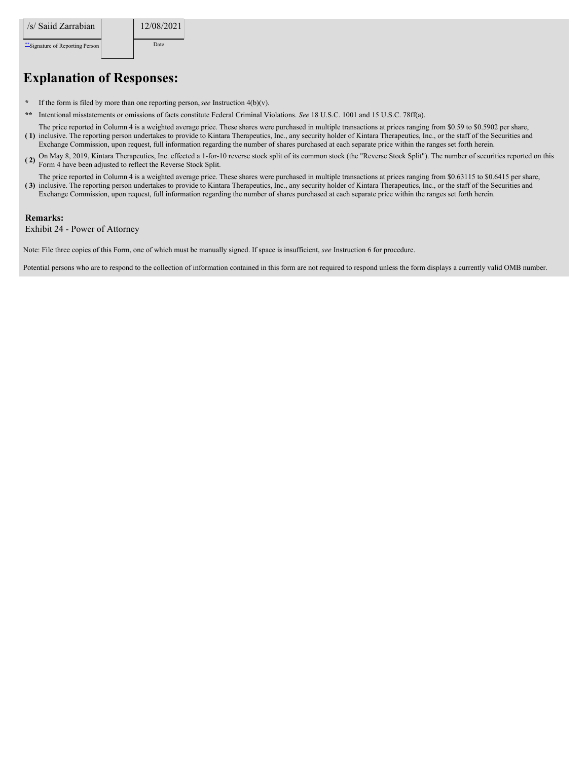| /s/ Saiid Zarrabian | | 12/08/2021 |
| --- | --- | --- |
| ** Signature of Reporting Person | | Date |

# Explanation of Responses:

\* If the form is filed by more than one reporting person, *see* Instruction 4(b)(v).

\*\* Intentional misstatements or omissions of facts constitute Federal Criminal Violations. *See* 18 U.S.C. 1001 and 15 U.S.C. 78ff(a).

( 1) The price reported in Column 4 is a weighted average price. These shares were purchased in multiple transactions at prices ranging from $0.59 to $0.5902 per share, inclusive. The reporting person undertakes to provide to Kintara Therapeutics, Inc., any security holder of Kintara Therapeutics, Inc., or the staff of the Securities and Exchange Commission, upon request, full information regarding the number of shares purchased at each separate price within the ranges set forth herein.

( 2) On May 8, 2019, Kintara Therapeutics, Inc. effected a 1-for-10 reverse stock split of its common stock (the "Reverse Stock Split"). The number of securities reported on this Form 4 have been adjusted to reflect the Reverse Stock Split.

( 3) The price reported in Column 4 is a weighted average price. These shares were purchased in multiple transactions at prices ranging from $0.63115 to $0.6415 per share, inclusive. The reporting person undertakes to provide to Kintara Therapeutics, Inc., any security holder of Kintara Therapeutics, Inc., or the staff of the Securities and Exchange Commission, upon request, full information regarding the number of shares purchased at each separate price within the ranges set forth herein.

**Remarks:**
Exhibit 24 - Power of Attorney

Note: File three copies of this Form, one of which must be manually signed. If space is insufficient, *see* Instruction 6 for procedure.

Potential persons who are to respond to the collection of information contained in this form are not required to respond unless the form displays a currently valid OMB number.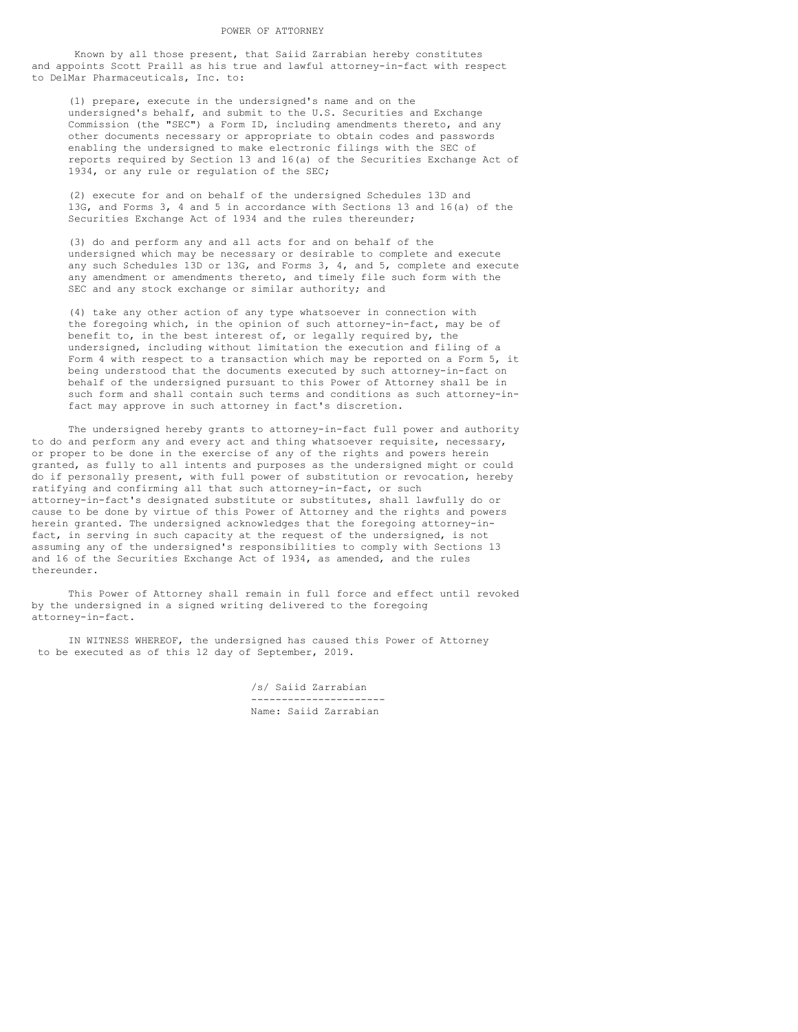# POWER OF ATTORNEY

Known by all those present, that Saiid Zarrabian hereby constitutes and appoints Scott Praill as his true and lawful attorney-in-fact with respect to DelMar Pharmaceuticals, Inc. to:

(1) prepare, execute in the undersigned's name and on the undersigned's behalf, and submit to the U.S. Securities and Exchange Commission (the "SEC") a Form ID, including amendments thereto, and any other documents necessary or appropriate to obtain codes and passwords enabling the undersigned to make electronic filings with the SEC of reports required by Section 13 and 16(a) of the Securities Exchange Act of 1934, or any rule or regulation of the SEC;

(2) execute for and on behalf of the undersigned Schedules 13D and 13G, and Forms 3, 4 and 5 in accordance with Sections 13 and 16(a) of the Securities Exchange Act of 1934 and the rules thereunder;

(3) do and perform any and all acts for and on behalf of the undersigned which may be necessary or desirable to complete and execute any such Schedules 13D or 13G, and Forms 3, 4, and 5, complete and execute any amendment or amendments thereto, and timely file such form with the SEC and any stock exchange or similar authority; and

(4) take any other action of any type whatsoever in connection with the foregoing which, in the opinion of such attorney-in-fact, may be of benefit to, in the best interest of, or legally required by, the undersigned, including without limitation the execution and filing of a Form 4 with respect to a transaction which may be reported on a Form 5, it being understood that the documents executed by such attorney-in-fact on behalf of the undersigned pursuant to this Power of Attorney shall be in such form and shall contain such terms and conditions as such attorney-in-fact may approve in such attorney in fact's discretion.

The undersigned hereby grants to attorney-in-fact full power and authority to do and perform any and every act and thing whatsoever requisite, necessary, or proper to be done in the exercise of any of the rights and powers herein granted, as fully to all intents and purposes as the undersigned might or could do if personally present, with full power of substitution or revocation, hereby ratifying and confirming all that such attorney-in-fact, or such attorney-in-fact's designated substitute or substitutes, shall lawfully do or cause to be done by virtue of this Power of Attorney and the rights and powers herein granted. The undersigned acknowledges that the foregoing attorney-in-fact, in serving in such capacity at the request of the undersigned, is not assuming any of the undersigned's responsibilities to comply with Sections 13 and 16 of the Securities Exchange Act of 1934, as amended, and the rules thereunder.

This Power of Attorney shall remain in full force and effect until revoked by the undersigned in a signed writing delivered to the foregoing attorney-in-fact.

IN WITNESS WHEREOF, the undersigned has caused this Power of Attorney to be executed as of this 12 day of September, 2019.

/s/ Saiid Zarrabian

Name: Saiid Zarrabian